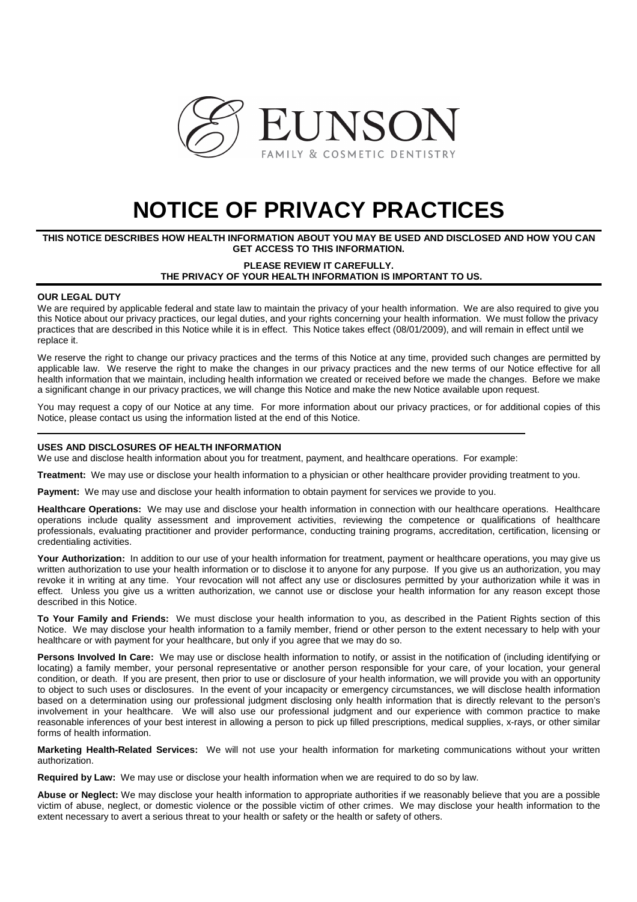EUNSON

FAMILY & COSMETIC DENTISTRY

# NOTICE OF PRIVACY PRACTICES

**THIS NOTICE DESCRIBES HOW HEALTH INFORMATION ABOUT YOU MAY BE USED AND DISCLOSED AND HOW YOU CAN GET ACCESS TO THIS INFORMATION.**

**PLEASE REVIEW IT CAREFULLY.**
**THE PRIVACY OF YOUR HEALTH INFORMATION IS IMPORTANT TO US.**

### OUR LEGAL DUTY

We are required by applicable federal and state law to maintain the privacy of your health information. We are also required to give you this Notice about our privacy practices, our legal duties, and your rights concerning your health information. We must follow the privacy practices that are described in this Notice while it is in effect. This Notice takes effect (08/01/2009), and will remain in effect until we replace it.

We reserve the right to change our privacy practices and the terms of this Notice at any time, provided such changes are permitted by applicable law. We reserve the right to make the changes in our privacy practices and the new terms of our Notice effective for all health information that we maintain, including health information we created or received before we made the changes. Before we make a significant change in our privacy practices, we will change this Notice and make the new Notice available upon request.

You may request a copy of our Notice at any time. For more information about our privacy practices, or for additional copies of this Notice, please contact us using the information listed at the end of this Notice.

### USES AND DISCLOSURES OF HEALTH INFORMATION

We use and disclose health information about you for treatment, payment, and healthcare operations. For example:

**Treatment:** We may use or disclose your health information to a physician or other healthcare provider providing treatment to you.

**Payment:** We may use and disclose your health information to obtain payment for services we provide to you.

**Healthcare Operations:** We may use and disclose your health information in connection with our healthcare operations. Healthcare operations include quality assessment and improvement activities, reviewing the competence or qualifications of healthcare professionals, evaluating practitioner and provider performance, conducting training programs, accreditation, certification, licensing or credentialing activities.

**Your Authorization:** In addition to our use of your health information for treatment, payment or healthcare operations, you may give us written authorization to use your health information or to disclose it to anyone for any purpose. If you give us an authorization, you may revoke it in writing at any time. Your revocation will not affect any use or disclosures permitted by your authorization while it was in effect. Unless you give us a written authorization, we cannot use or disclose your health information for any reason except those described in this Notice.

**To Your Family and Friends:** We must disclose your health information to you, as described in the Patient Rights section of this Notice. We may disclose your health information to a family member, friend or other person to the extent necessary to help with your healthcare or with payment for your healthcare, but only if you agree that we may do so.

**Persons Involved In Care:** We may use or disclose health information to notify, or assist in the notification of (including identifying or locating) a family member, your personal representative or another person responsible for your care, of your location, your general condition, or death. If you are present, then prior to use or disclosure of your health information, we will provide you with an opportunity to object to such uses or disclosures. In the event of your incapacity or emergency circumstances, we will disclose health information based on a determination using our professional judgment disclosing only health information that is directly relevant to the person's involvement in your healthcare. We will also use our professional judgment and our experience with common practice to make reasonable inferences of your best interest in allowing a person to pick up filled prescriptions, medical supplies, x-rays, or other similar forms of health information.

**Marketing Health-Related Services:** We will not use your health information for marketing communications without your written authorization.

**Required by Law:** We may use or disclose your health information when we are required to do so by law.

**Abuse or Neglect:** We may disclose your health information to appropriate authorities if we reasonably believe that you are a possible victim of abuse, neglect, or domestic violence or the possible victim of other crimes. We may disclose your health information to the extent necessary to avert a serious threat to your health or safety or the health or safety of others.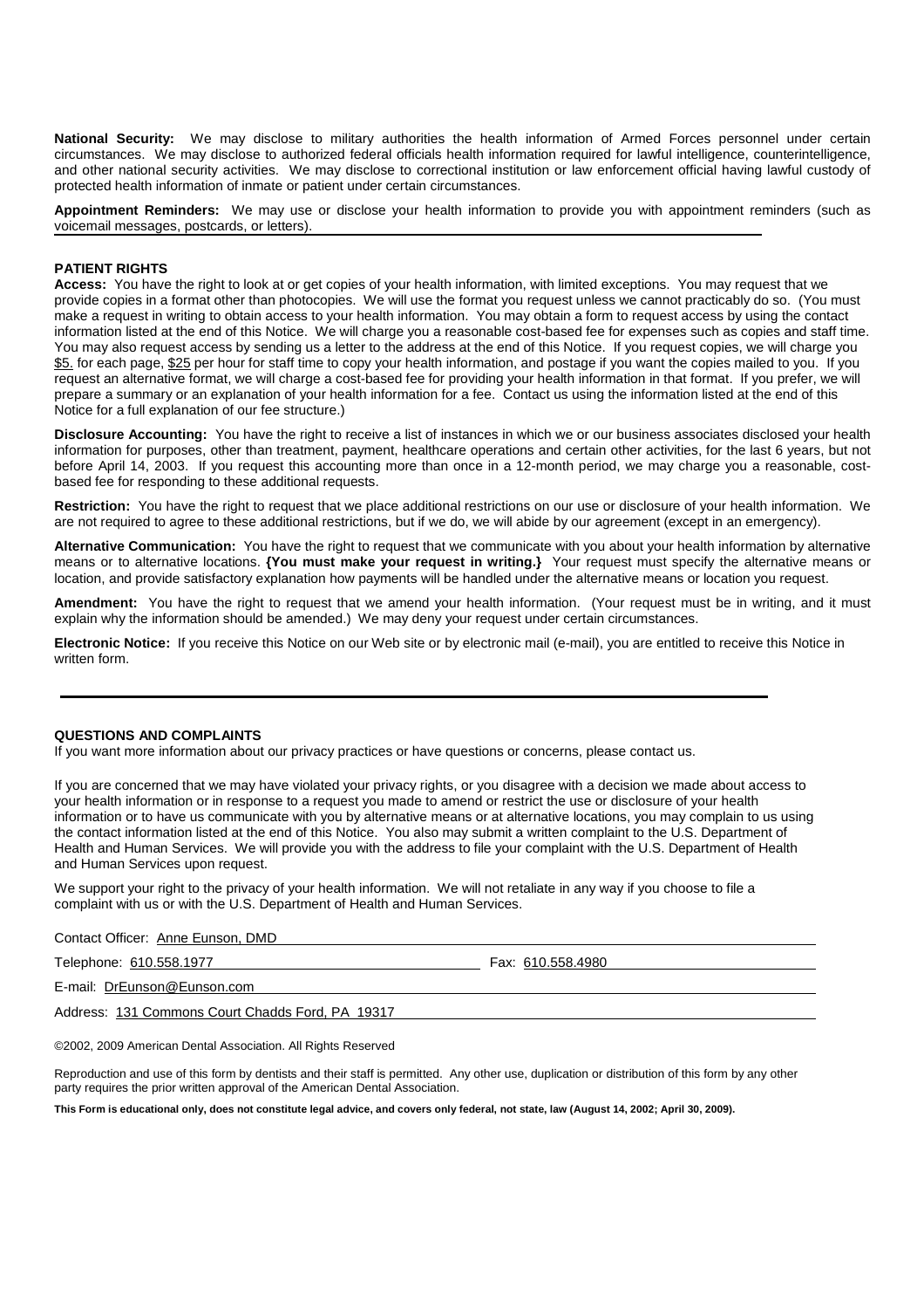**National Security:** We may disclose to military authorities the health information of Armed Forces personnel under certain circumstances. We may disclose to authorized federal officials health information required for lawful intelligence, counterintelligence, and other national security activities. We may disclose to correctional institution or law enforcement official having lawful custody of protected health information of inmate or patient under certain circumstances.

**Appointment Reminders:** We may use or disclose your health information to provide you with appointment reminders (such as voicemail messages, postcards, or letters).

---

## PATIENT RIGHTS

**Access:** You have the right to look at or get copies of your health information, with limited exceptions. You may request that we provide copies in a format other than photocopies. We will use the format you request unless we cannot practicably do so. (You must make a request in writing to obtain access to your health information. You may obtain a form to request access by using the contact information listed at the end of this Notice. We will charge you a reasonable cost-based fee for expenses such as copies and staff time. You may also request access by sending us a letter to the address at the end of this Notice. If you request copies, we will charge you $5. for each page, $25 per hour for staff time to copy your health information, and postage if you want the copies mailed to you. If you request an alternative format, we will charge a cost-based fee for providing your health information in that format. If you prefer, we will prepare a summary or an explanation of your health information for a fee. Contact us using the information listed at the end of this Notice for a full explanation of our fee structure.)

**Disclosure Accounting:** You have the right to receive a list of instances in which we or our business associates disclosed your health information for purposes, other than treatment, payment, healthcare operations and certain other activities, for the last 6 years, but not before April 14, 2003. If you request this accounting more than once in a 12-month period, we may charge you a reasonable, cost-based fee for responding to these additional requests.

**Restriction:** You have the right to request that we place additional restrictions on our use or disclosure of your health information. We are not required to agree to these additional restrictions, but if we do, we will abide by our agreement (except in an emergency).

**Alternative Communication:** You have the right to request that we communicate with you about your health information by alternative means or to alternative locations. **{You must make your request in writing.}** Your request must specify the alternative means or location, and provide satisfactory explanation how payments will be handled under the alternative means or location you request.

**Amendment:** You have the right to request that we amend your health information. (Your request must be in writing, and it must explain why the information should be amended.) We may deny your request under certain circumstances.

**Electronic Notice:** If you receive this Notice on our Web site or by electronic mail (e-mail), you are entitled to receive this Notice in written form.

---

## QUESTIONS AND COMPLAINTS

If you want more information about our privacy practices or have questions or concerns, please contact us.

If you are concerned that we may have violated your privacy rights, or you disagree with a decision we made about access to your health information or in response to a request you made to amend or restrict the use or disclosure of your health information or to have us communicate with you by alternative means or at alternative locations, you may complain to us using the contact information listed at the end of this Notice. You also may submit a written complaint to the U.S. Department of Health and Human Services. We will provide you with the address to file your complaint with the U.S. Department of Health and Human Services upon request.

We support your right to the privacy of your health information. We will not retaliate in any way if you choose to file a complaint with us or with the U.S. Department of Health and Human Services.

Contact Officer: Anne Eunson, DMD

Telephone: 610.558.1977 Fax: 610.558.4980

E-mail: DrEunson@Eunson.com

Address: 131 Commons Court Chadds Ford, PA 19317

©2002, 2009 American Dental Association. All Rights Reserved

Reproduction and use of this form by dentists and their staff is permitted. Any other use, duplication or distribution of this form by any other party requires the prior written approval of the American Dental Association.

**This Form is educational only, does not constitute legal advice, and covers only federal, not state, law (August 14, 2002; April 30, 2009).**